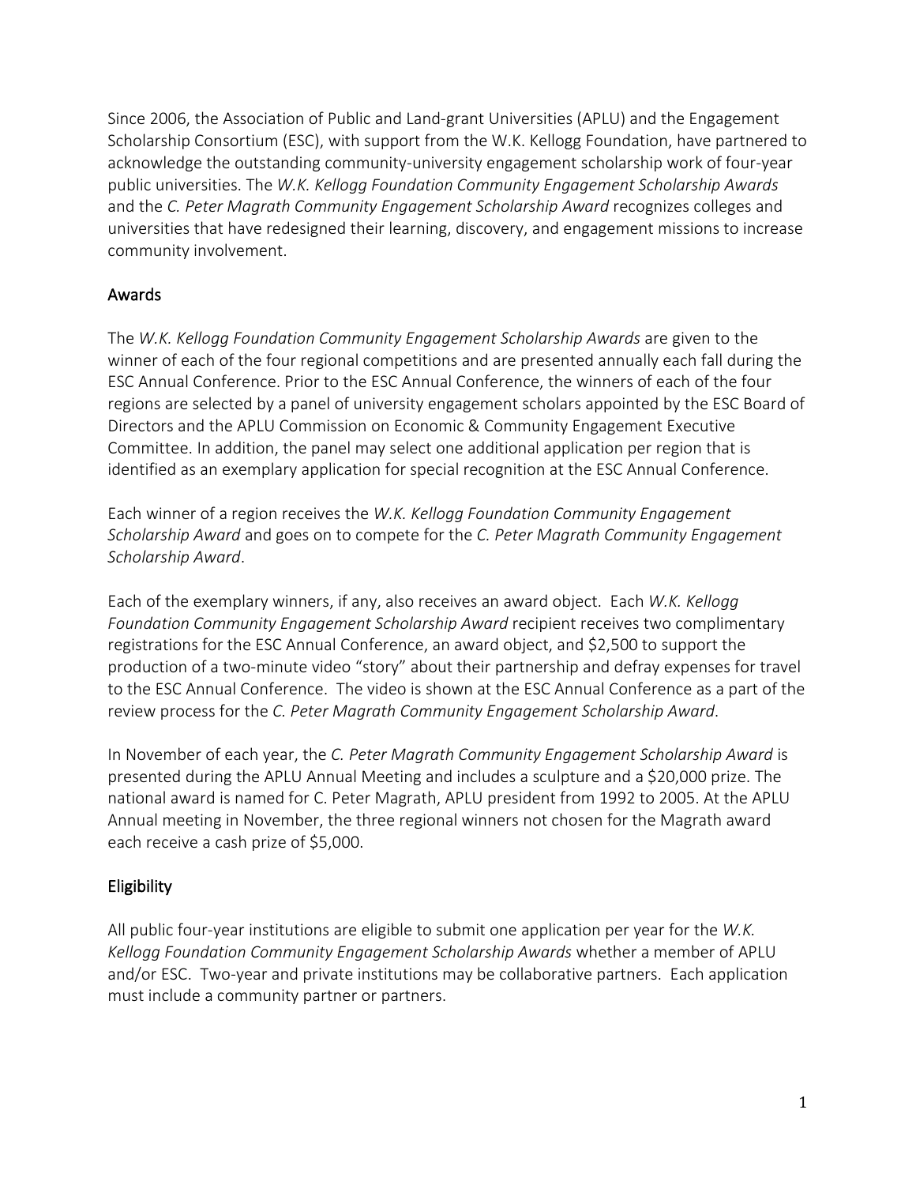Since 2006, the Association of Public and Land-grant Universities (APLU) and the Engagement Scholarship Consortium (ESC), with support from the W.K. Kellogg Foundation, have partnered to acknowledge the outstanding community-university engagement scholarship work of four-year public universities. The *W.K. Kellogg Foundation Community Engagement Scholarship Awards* and the *C. Peter Magrath Community Engagement Scholarship Award* recognizes colleges and universities that have redesigned their learning, discovery, and engagement missions to increase community involvement.

## Awards

The *W.K. Kellogg Foundation Community Engagement Scholarship Awards* are given to the winner of each of the four regional competitions and are presented annually each fall during the ESC Annual Conference. Prior to the ESC Annual Conference, the winners of each of the four regions are selected by a panel of university engagement scholars appointed by the ESC Board of Directors and the APLU Commission on Economic & Community Engagement Executive Committee. In addition, the panel may select one additional application per region that is identified as an exemplary application for special recognition at the ESC Annual Conference.

Each winner of a region receives the *W.K. Kellogg Foundation Community Engagement Scholarship Award* and goes on to compete for the *C. Peter Magrath Community Engagement Scholarship Award*.

Each of the exemplary winners, if any, also receives an award object. Each *W.K. Kellogg Foundation Community Engagement Scholarship Award* recipient receives two complimentary registrations for the ESC Annual Conference, an award object, and $2,500 to support the production of a two-minute video "story" about their partnership and defray expenses for travel to the ESC Annual Conference. The video is shown at the ESC Annual Conference as a part of the review process for the *C. Peter Magrath Community Engagement Scholarship Award*.

In November of each year, the *C. Peter Magrath Community Engagement Scholarship Award* is presented during the APLU Annual Meeting and includes a sculpture and a $20,000 prize. The national award is named for C. Peter Magrath, APLU president from 1992 to 2005. At the APLU Annual meeting in November, the three regional winners not chosen for the Magrath award each receive a cash prize of $5,000.

## Eligibility

All public four-year institutions are eligible to submit one application per year for the *W.K. Kellogg Foundation Community Engagement Scholarship Awards* whether a member of APLU and/or ESC. Two-year and private institutions may be collaborative partners. Each application must include a community partner or partners.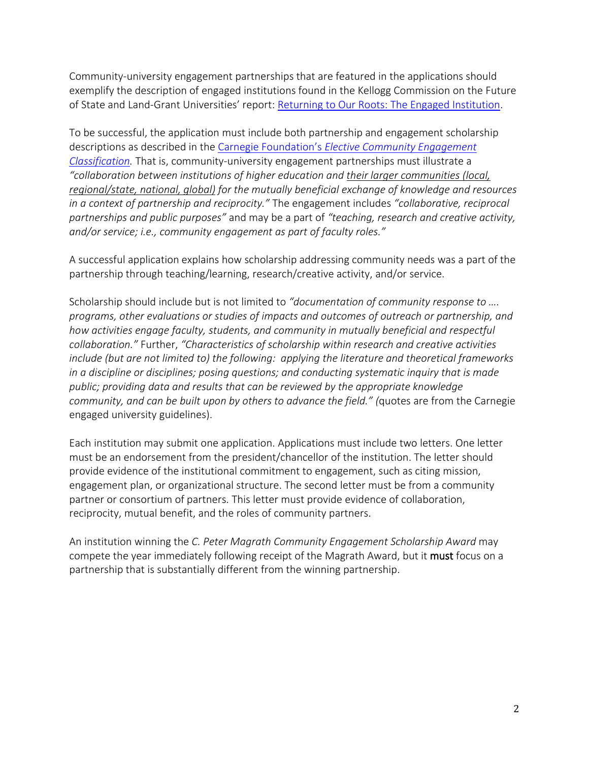Community-university engagement partnerships that are featured in the applications should exemplify the description of engaged institutions found in the Kellogg Commission on the Future of State and Land-Grant Universities' report: [Returning to Our Roots: The Engaged Institution](#).

To be successful, the application must include both partnership and engagement scholarship descriptions as described in the [Carnegie Foundation's *Elective Community Engagement Classification*](#). That is, community-university engagement partnerships must illustrate a *"collaboration between institutions of higher education and their larger communities (local, regional/state, national, global) for the mutually beneficial exchange of knowledge and resources in a context of partnership and reciprocity."* The engagement includes *"collaborative, reciprocal partnerships and public purposes"* and may be a part of *"teaching, research and creative activity, and/or service; i.e., community engagement as part of faculty roles."*

A successful application explains how scholarship addressing community needs was a part of the partnership through teaching/learning, research/creative activity, and/or service.

Scholarship should include but is not limited to *"documentation of community response to …. programs, other evaluations or studies of impacts and outcomes of outreach or partnership, and how activities engage faculty, students, and community in mutually beneficial and respectful collaboration."* Further, *"Characteristics of scholarship within research and creative activities include (but are not limited to) the following: applying the literature and theoretical frameworks in a discipline or disciplines; posing questions; and conducting systematic inquiry that is made public; providing data and results that can be reviewed by the appropriate knowledge community, and can be built upon by others to advance the field." (*quotes are from the Carnegie engaged university guidelines).

Each institution may submit one application. Applications must include two letters. One letter must be an endorsement from the president/chancellor of the institution. The letter should provide evidence of the institutional commitment to engagement, such as citing mission, engagement plan, or organizational structure. The second letter must be from a community partner or consortium of partners. This letter must provide evidence of collaboration, reciprocity, mutual benefit, and the roles of community partners.

An institution winning the *C. Peter Magrath Community Engagement Scholarship Award* may compete the year immediately following receipt of the Magrath Award, but it **must** focus on a partnership that is substantially different from the winning partnership.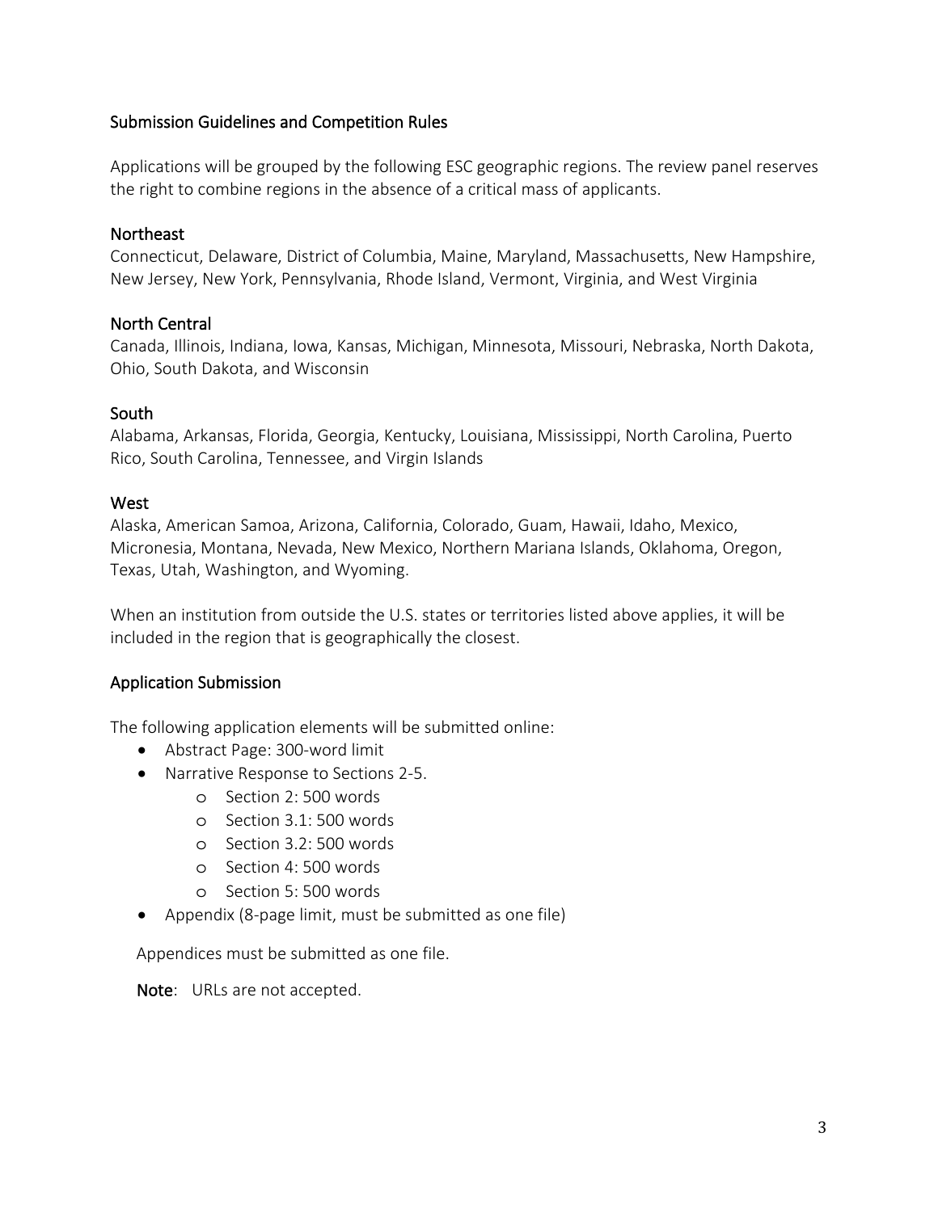## Submission Guidelines and Competition Rules

Applications will be grouped by the following ESC geographic regions. The review panel reserves the right to combine regions in the absence of a critical mass of applicants.

### Northeast

Connecticut, Delaware, District of Columbia, Maine, Maryland, Massachusetts, New Hampshire, New Jersey, New York, Pennsylvania, Rhode Island, Vermont, Virginia, and West Virginia

### North Central

Canada, Illinois, Indiana, Iowa, Kansas, Michigan, Minnesota, Missouri, Nebraska, North Dakota, Ohio, South Dakota, and Wisconsin

### South

Alabama, Arkansas, Florida, Georgia, Kentucky, Louisiana, Mississippi, North Carolina, Puerto Rico, South Carolina, Tennessee, and Virgin Islands

### West

Alaska, American Samoa, Arizona, California, Colorado, Guam, Hawaii, Idaho, Mexico, Micronesia, Montana, Nevada, New Mexico, Northern Mariana Islands, Oklahoma, Oregon, Texas, Utah, Washington, and Wyoming.

When an institution from outside the U.S. states or territories listed above applies, it will be included in the region that is geographically the closest.

## Application Submission

The following application elements will be submitted online:

- Abstract Page: 300-word limit
- Narrative Response to Sections 2-5.
  - Section 2: 500 words
  - Section 3.1: 500 words
  - Section 3.2: 500 words
  - Section 4: 500 words
  - Section 5: 500 words
- Appendix (8-page limit, must be submitted as one file)

Appendices must be submitted as one file.

**Note**: URLs are not accepted.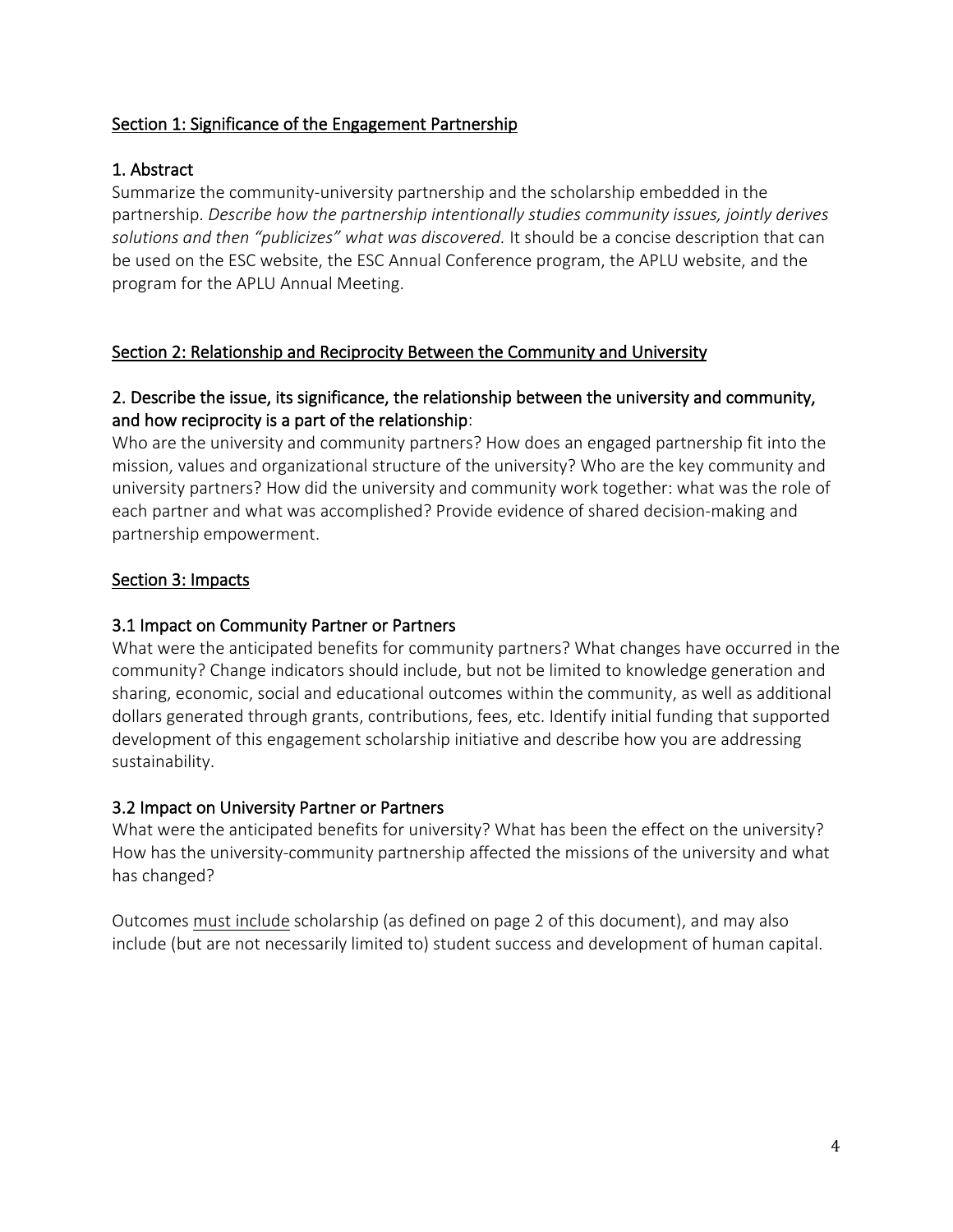## Section 1: Significance of the Engagement Partnership

### 1. Abstract

Summarize the community-university partnership and the scholarship embedded in the partnership. *Describe how the partnership intentionally studies community issues, jointly derives solutions and then "publicizes" what was discovered.* It should be a concise description that can be used on the ESC website, the ESC Annual Conference program, the APLU website, and the program for the APLU Annual Meeting.

## Section 2: Relationship and Reciprocity Between the Community and University

### 2. Describe the issue, its significance, the relationship between the university and community, and how reciprocity is a part of the relationship:

Who are the university and community partners? How does an engaged partnership fit into the mission, values and organizational structure of the university? Who are the key community and university partners? How did the university and community work together: what was the role of each partner and what was accomplished? Provide evidence of shared decision-making and partnership empowerment.

## Section 3: Impacts

### 3.1 Impact on Community Partner or Partners

What were the anticipated benefits for community partners? What changes have occurred in the community? Change indicators should include, but not be limited to knowledge generation and sharing, economic, social and educational outcomes within the community, as well as additional dollars generated through grants, contributions, fees, etc. Identify initial funding that supported development of this engagement scholarship initiative and describe how you are addressing sustainability.

### 3.2 Impact on University Partner or Partners

What were the anticipated benefits for university? What has been the effect on the university? How has the university-community partnership affected the missions of the university and what has changed?

Outcomes <u>must include</u> scholarship (as defined on page 2 of this document), and may also include (but are not necessarily limited to) student success and development of human capital.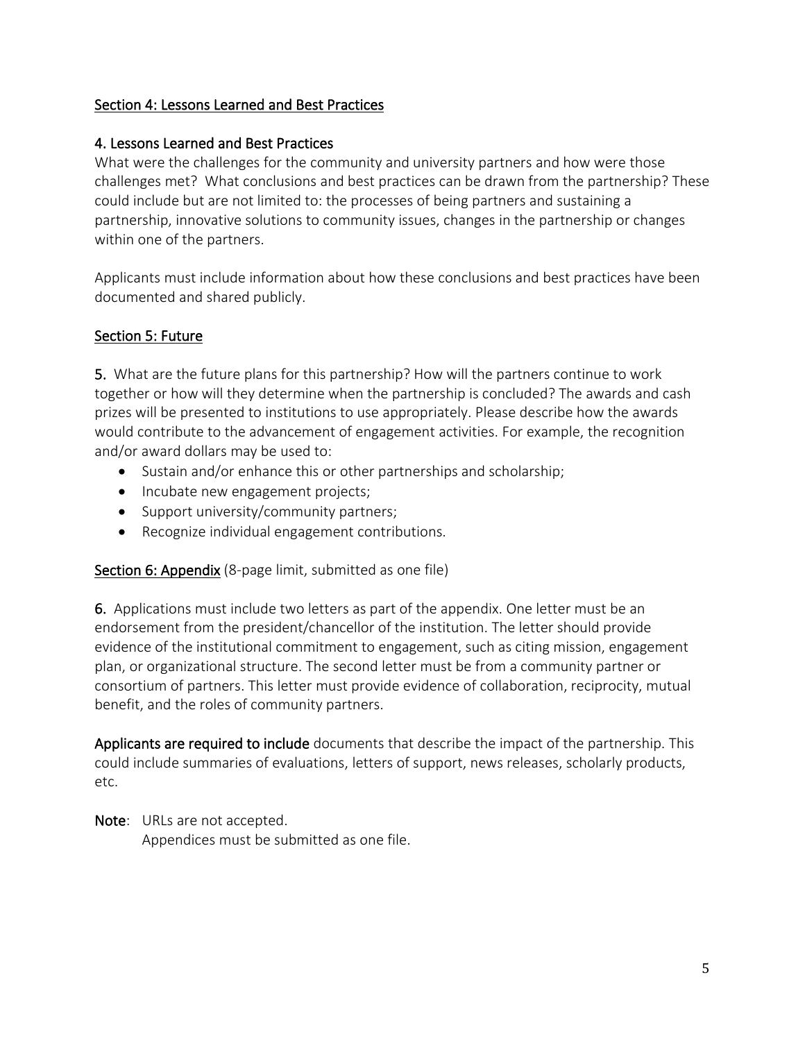## Section 4: Lessons Learned and Best Practices

### 4. Lessons Learned and Best Practices

What were the challenges for the community and university partners and how were those challenges met? What conclusions and best practices can be drawn from the partnership? These could include but are not limited to: the processes of being partners and sustaining a partnership, innovative solutions to community issues, changes in the partnership or changes within one of the partners.

Applicants must include information about how these conclusions and best practices have been documented and shared publicly.

## Section 5: Future

**5.** What are the future plans for this partnership? How will the partners continue to work together or how will they determine when the partnership is concluded? The awards and cash prizes will be presented to institutions to use appropriately. Please describe how the awards would contribute to the advancement of engagement activities. For example, the recognition and/or award dollars may be used to:

- Sustain and/or enhance this or other partnerships and scholarship;
- Incubate new engagement projects;
- Support university/community partners;
- Recognize individual engagement contributions.

## Section 6: Appendix (8-page limit, submitted as one file)

**6.** Applications must include two letters as part of the appendix. One letter must be an endorsement from the president/chancellor of the institution. The letter should provide evidence of the institutional commitment to engagement, such as citing mission, engagement plan, or organizational structure. The second letter must be from a community partner or consortium of partners. This letter must provide evidence of collaboration, reciprocity, mutual benefit, and the roles of community partners.

**Applicants are required to include** documents that describe the impact of the partnership. This could include summaries of evaluations, letters of support, news releases, scholarly products, etc.

**Note**: URLs are not accepted.
Appendices must be submitted as one file.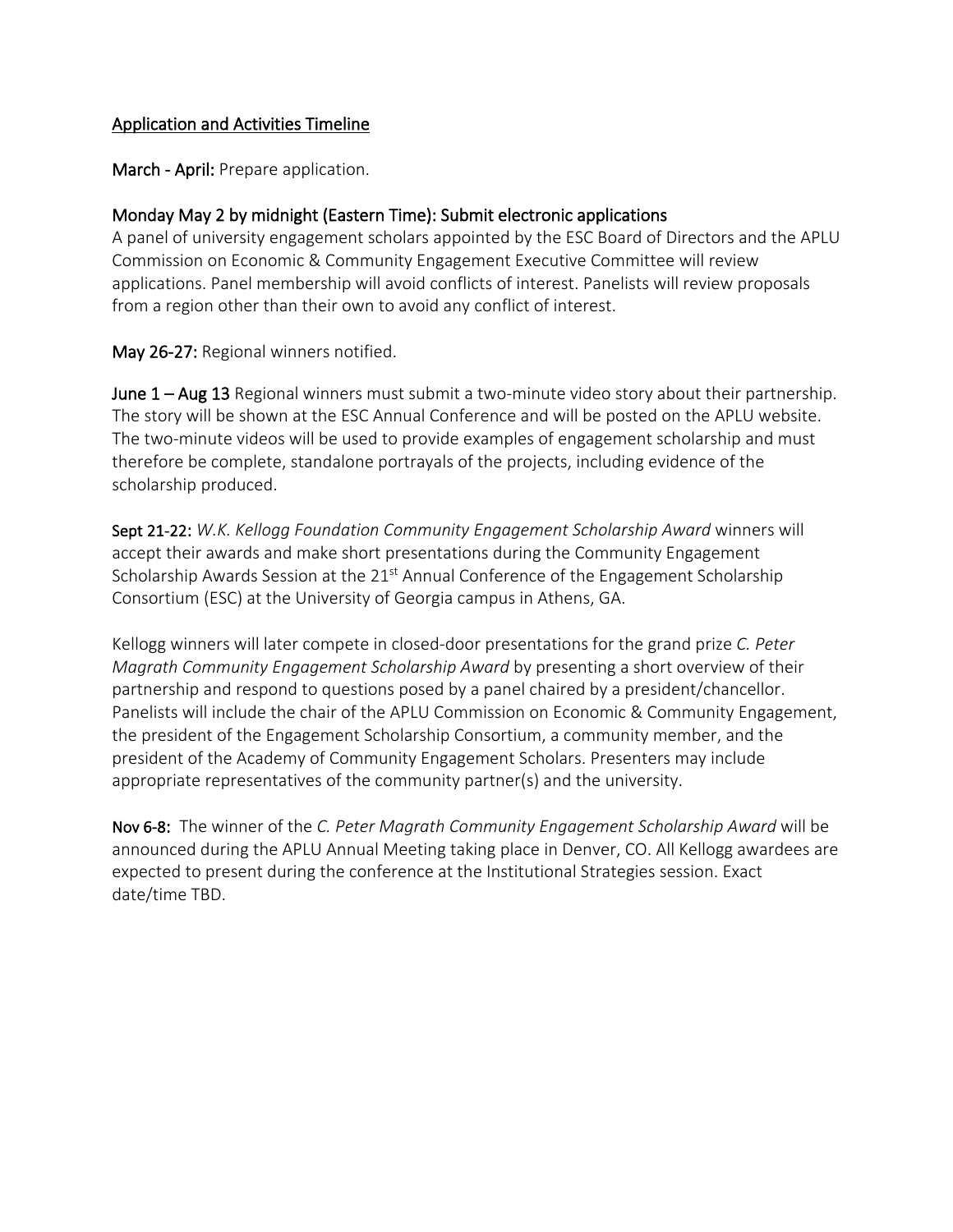## Application and Activities Timeline

**March - April:** Prepare application.

**Monday May 2 by midnight (Eastern Time): Submit electronic applications**

A panel of university engagement scholars appointed by the ESC Board of Directors and the APLU Commission on Economic & Community Engagement Executive Committee will review applications. Panel membership will avoid conflicts of interest. Panelists will review proposals from a region other than their own to avoid any conflict of interest.

**May 26-27:** Regional winners notified.

**June 1 – Aug 13** Regional winners must submit a two-minute video story about their partnership. The story will be shown at the ESC Annual Conference and will be posted on the APLU website. The two-minute videos will be used to provide examples of engagement scholarship and must therefore be complete, standalone portrayals of the projects, including evidence of the scholarship produced.

**Sept 21-22:** *W.K. Kellogg Foundation Community Engagement Scholarship Award* winners will accept their awards and make short presentations during the Community Engagement Scholarship Awards Session at the 21st Annual Conference of the Engagement Scholarship Consortium (ESC) at the University of Georgia campus in Athens, GA.

Kellogg winners will later compete in closed-door presentations for the grand prize *C. Peter Magrath Community Engagement Scholarship Award* by presenting a short overview of their partnership and respond to questions posed by a panel chaired by a president/chancellor. Panelists will include the chair of the APLU Commission on Economic & Community Engagement, the president of the Engagement Scholarship Consortium, a community member, and the president of the Academy of Community Engagement Scholars. Presenters may include appropriate representatives of the community partner(s) and the university.

**Nov 6-8:** The winner of the *C. Peter Magrath Community Engagement Scholarship Award* will be announced during the APLU Annual Meeting taking place in Denver, CO. All Kellogg awardees are expected to present during the conference at the Institutional Strategies session. Exact date/time TBD.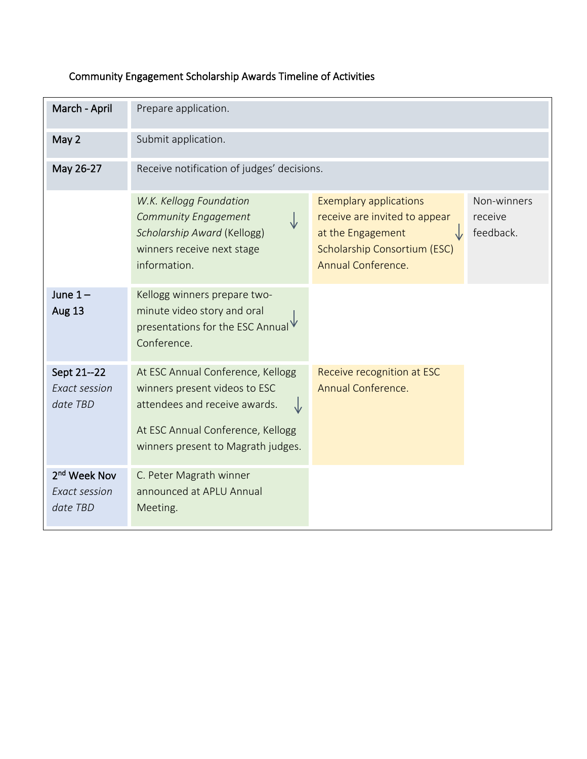Community Engagement Scholarship Awards Timeline of Activities

| | | | |
|---|---|---|---|
| **March - April** | Prepare application. | | |
| **May 2** | Submit application. | | |
| **May 26-27** | Receive notification of judges' decisions. | | |
| | *W.K. Kellogg Foundation Community Engagement Scholarship Award* (Kellogg) winners receive next stage information. ↓ | Exemplary applications receive are invited to appear at the Engagement Scholarship Consortium (ESC) Annual Conference. ↓ | Non-winners receive feedback. |
| **June 1 – Aug 13** | Kellogg winners prepare two-minute video story and oral presentations for the ESC Annual Conference. ↓ | | |
| **Sept 21--22** *Exact session date TBD* | At ESC Annual Conference, Kellogg winners present videos to ESC attendees and receive awards. ↓ At ESC Annual Conference, Kellogg winners present to Magrath judges. | Receive recognition at ESC Annual Conference. | |
| **2nd Week Nov** *Exact session date TBD* | C. Peter Magrath winner announced at APLU Annual Meeting. | | |